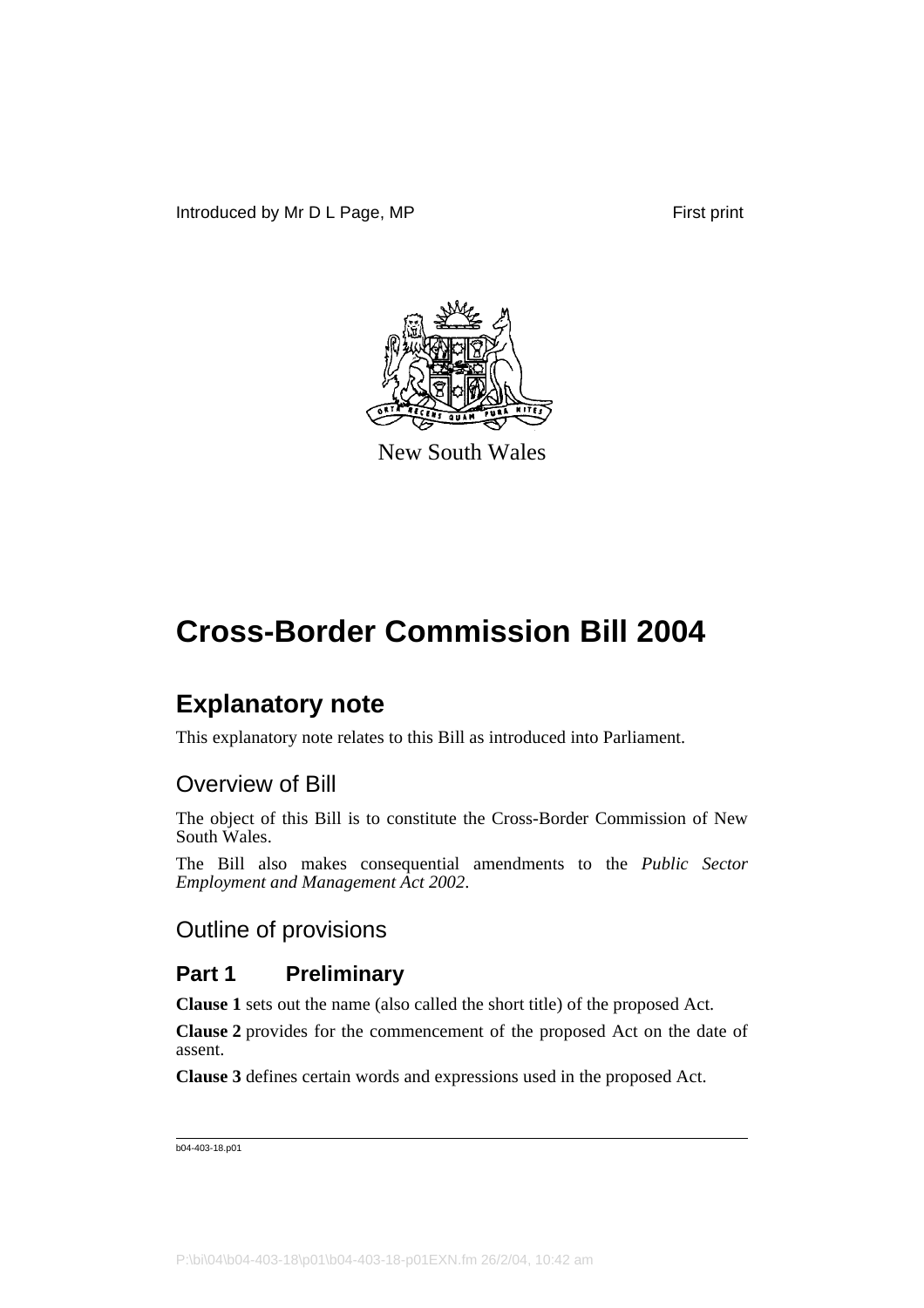Introduced by Mr D L Page, MP First print

New South Wales

# Cross-Border Commission Bill 2004

## Explanatory note

This explanatory note relates to this Bill as introduced into Parliament.

### Overview of Bill

The object of this Bill is to constitute the Cross-Border Commission of New South Wales.

The Bill also makes consequential amendments to the *Public Sector Employment and Management Act 2002*.

### Outline of provisions

#### Part 1 Preliminary

**Clause 1** sets out the name (also called the short title) of the proposed Act.

**Clause 2** provides for the commencement of the proposed Act on the date of assent.

**Clause 3** defines certain words and expressions used in the proposed Act.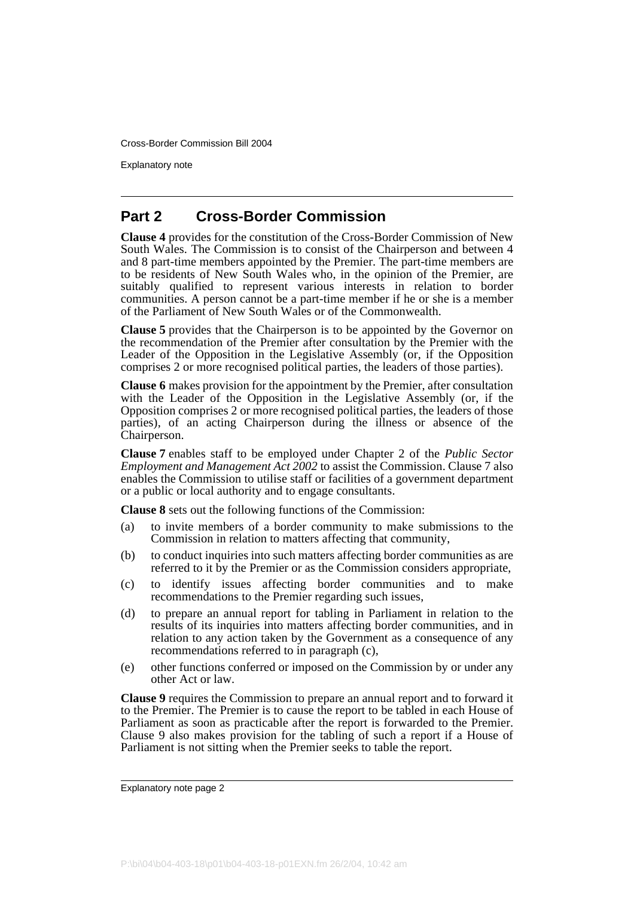## Part 2 Cross-Border Commission

**Clause 4** provides for the constitution of the Cross-Border Commission of New South Wales. The Commission is to consist of the Chairperson and between 4 and 8 part-time members appointed by the Premier. The part-time members are to be residents of New South Wales who, in the opinion of the Premier, are suitably qualified to represent various interests in relation to border communities. A person cannot be a part-time member if he or she is a member of the Parliament of New South Wales or of the Commonwealth.

**Clause 5** provides that the Chairperson is to be appointed by the Governor on the recommendation of the Premier after consultation by the Premier with the Leader of the Opposition in the Legislative Assembly (or, if the Opposition comprises 2 or more recognised political parties, the leaders of those parties).

**Clause 6** makes provision for the appointment by the Premier, after consultation with the Leader of the Opposition in the Legislative Assembly (or, if the Opposition comprises 2 or more recognised political parties, the leaders of those parties), of an acting Chairperson during the illness or absence of the Chairperson.

**Clause 7** enables staff to be employed under Chapter 2 of the *Public Sector Employment and Management Act 2002* to assist the Commission. Clause 7 also enables the Commission to utilise staff or facilities of a government department or a public or local authority and to engage consultants.

**Clause 8** sets out the following functions of the Commission:

(a) to invite members of a border community to make submissions to the Commission in relation to matters affecting that community,

(b) to conduct inquiries into such matters affecting border communities as are referred to it by the Premier or as the Commission considers appropriate,

(c) to identify issues affecting border communities and to make recommendations to the Premier regarding such issues,

(d) to prepare an annual report for tabling in Parliament in relation to the results of its inquiries into matters affecting border communities, and in relation to any action taken by the Government as a consequence of any recommendations referred to in paragraph (c),

(e) other functions conferred or imposed on the Commission by or under any other Act or law.

**Clause 9** requires the Commission to prepare an annual report and to forward it to the Premier. The Premier is to cause the report to be tabled in each House of Parliament as soon as practicable after the report is forwarded to the Premier. Clause 9 also makes provision for the tabling of such a report if a House of Parliament is not sitting when the Premier seeks to table the report.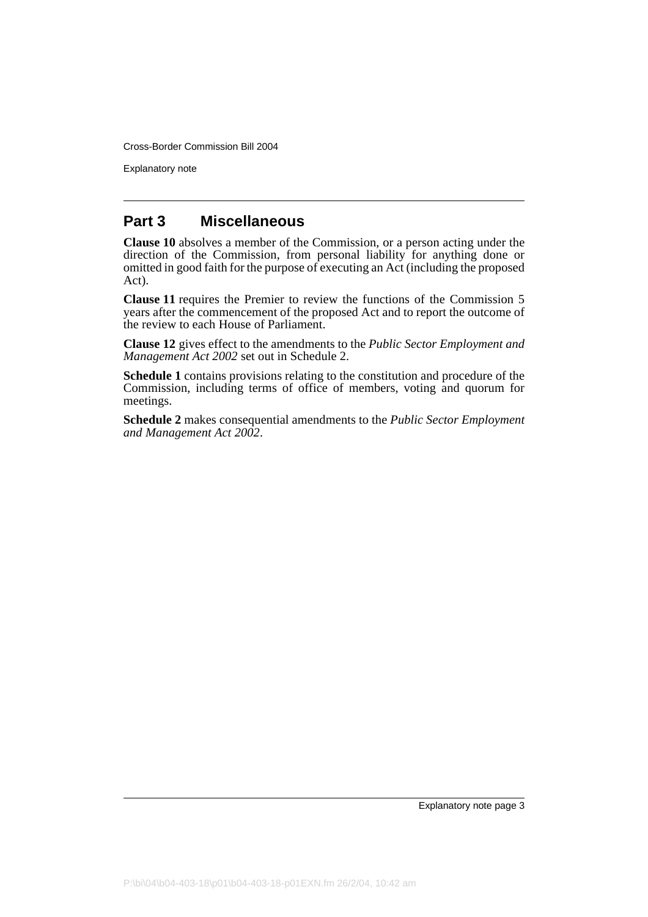## Part 3 Miscellaneous

**Clause 10** absolves a member of the Commission, or a person acting under the direction of the Commission, from personal liability for anything done or omitted in good faith for the purpose of executing an Act (including the proposed Act).

**Clause 11** requires the Premier to review the functions of the Commission 5 years after the commencement of the proposed Act and to report the outcome of the review to each House of Parliament.

**Clause 12** gives effect to the amendments to the *Public Sector Employment and Management Act 2002* set out in Schedule 2.

**Schedule 1** contains provisions relating to the constitution and procedure of the Commission, including terms of office of members, voting and quorum for meetings.

**Schedule 2** makes consequential amendments to the *Public Sector Employment and Management Act 2002*.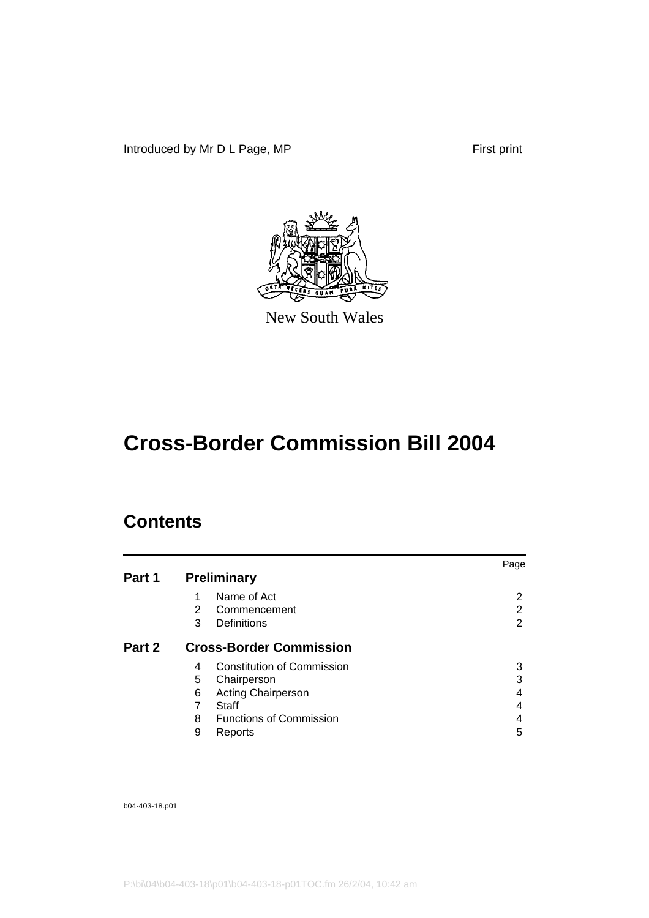Introduced by Mr D L Page, MP First print

New South Wales

# Cross-Border Commission Bill 2004

## Contents

| | | Page |
|---|---|---|
| **Part 1** | **Preliminary** | |
| | 1 Name of Act | 2 |
| | 2 Commencement | 2 |
| | 3 Definitions | 2 |
| **Part 2** | **Cross-Border Commission** | |
| | 4 Constitution of Commission | 3 |
| | 5 Chairperson | 3 |
| | 6 Acting Chairperson | 4 |
| | 7 Staff | 4 |
| | 8 Functions of Commission | 4 |
| | 9 Reports | 5 |

b04-403-18.p01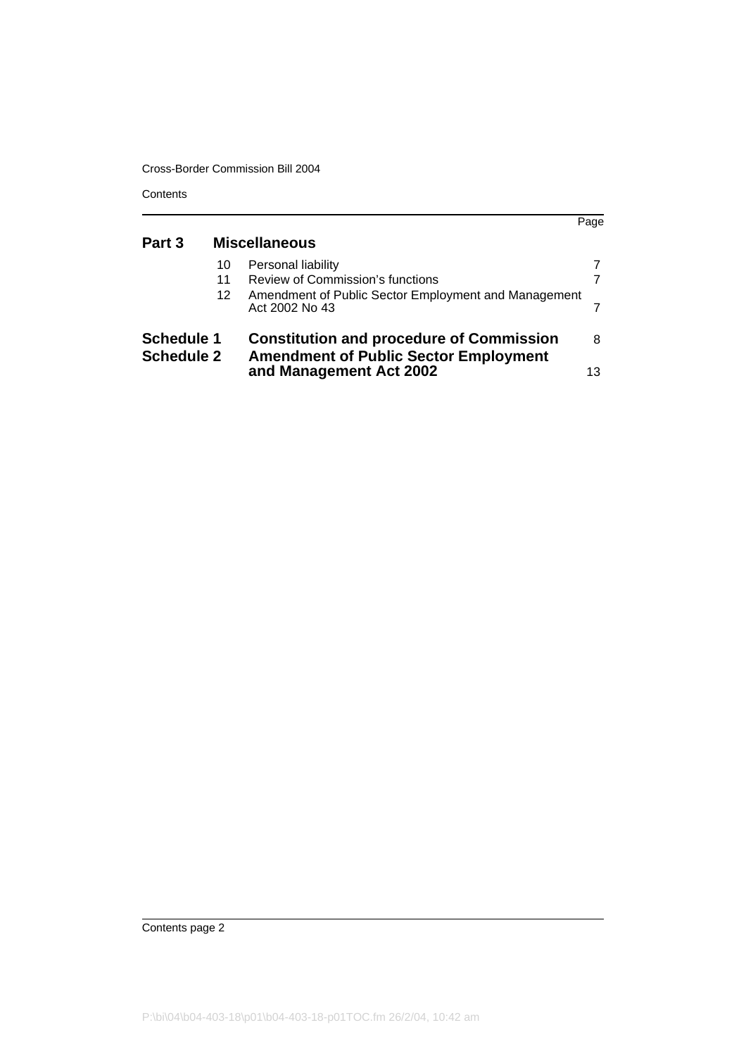| | | | Page |
|---|---|---|---|
| **Part 3** | **Miscellaneous** | | |
| | 10 | Personal liability | 7 |
| | 11 | Review of Commission's functions | 7 |
| | 12 | Amendment of Public Sector Employment and Management Act 2002 No 43 | 7 |
| **Schedule 1** | **Constitution and procedure of Commission** | | 8 |
| **Schedule 2** | **Amendment of Public Sector Employment and Management Act 2002** | | 13 |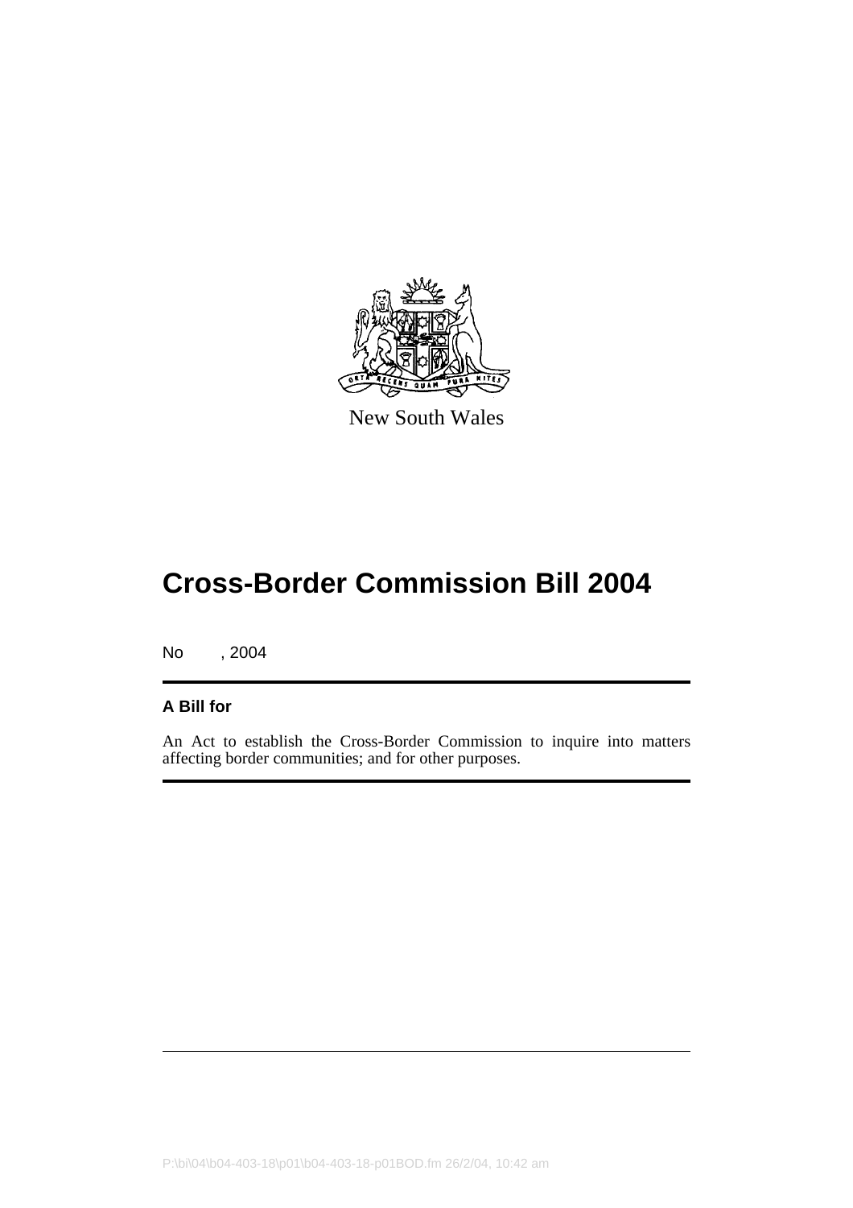New South Wales

# Cross-Border Commission Bill 2004

No , 2004

**A Bill for**

An Act to establish the Cross-Border Commission to inquire into matters affecting border communities; and for other purposes.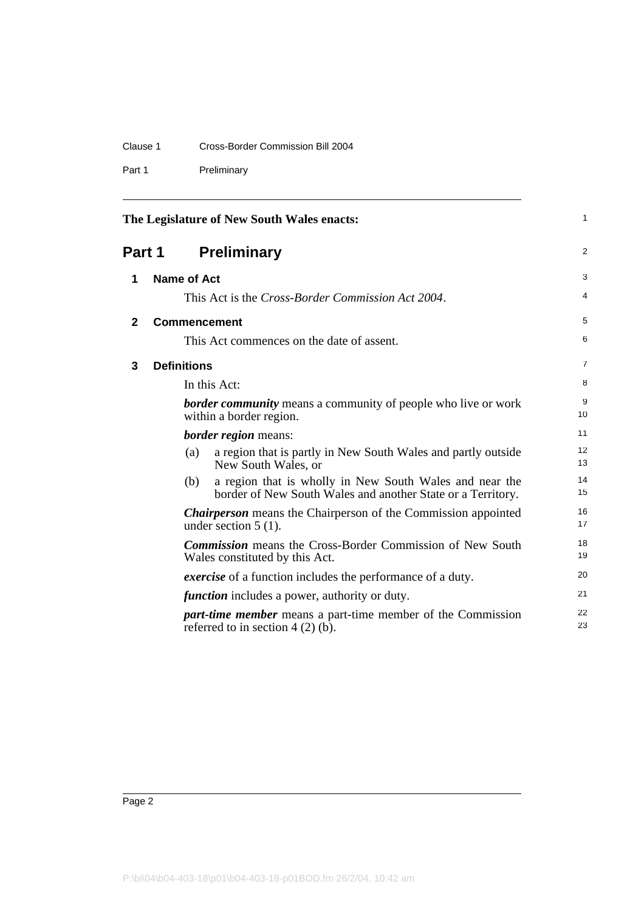The Legislature of New South Wales enacts:

# Part 1 Preliminary

## 1 Name of Act

This Act is the *Cross-Border Commission Act 2004*.

## 2 Commencement

This Act commences on the date of assent.

## 3 Definitions

In this Act:

***border community*** means a community of people who live or work within a border region.

***border region*** means:

(a) a region that is partly in New South Wales and partly outside New South Wales, or

(b) a region that is wholly in New South Wales and near the border of New South Wales and another State or a Territory.

***Chairperson*** means the Chairperson of the Commission appointed under section 5 (1).

***Commission*** means the Cross-Border Commission of New South Wales constituted by this Act.

***exercise*** of a function includes the performance of a duty.

***function*** includes a power, authority or duty.

***part-time member*** means a part-time member of the Commission referred to in section 4 (2) (b).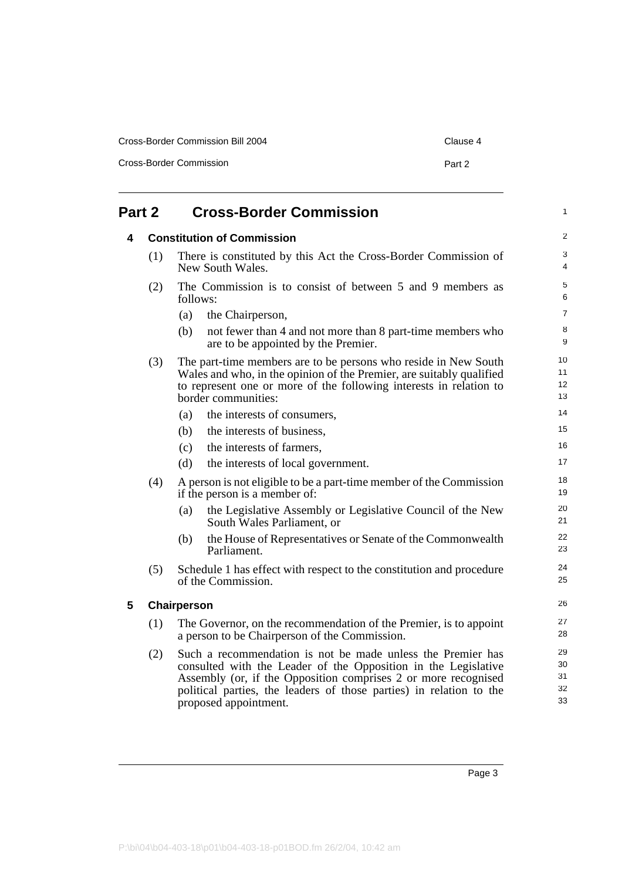## Part 2 Cross-Border Commission

### 4 Constitution of Commission

(1) There is constituted by this Act the Cross-Border Commission of New South Wales.

(2) The Commission is to consist of between 5 and 9 members as follows:

(a) the Chairperson,

(b) not fewer than 4 and not more than 8 part-time members who are to be appointed by the Premier.

(3) The part-time members are to be persons who reside in New South Wales and who, in the opinion of the Premier, are suitably qualified to represent one or more of the following interests in relation to border communities:

(a) the interests of consumers,

(b) the interests of business,

(c) the interests of farmers,

(d) the interests of local government.

(4) A person is not eligible to be a part-time member of the Commission if the person is a member of:

(a) the Legislative Assembly or Legislative Council of the New South Wales Parliament, or

(b) the House of Representatives or Senate of the Commonwealth Parliament.

(5) Schedule 1 has effect with respect to the constitution and procedure of the Commission.

### 5 Chairperson

(1) The Governor, on the recommendation of the Premier, is to appoint a person to be Chairperson of the Commission.

(2) Such a recommendation is not be made unless the Premier has consulted with the Leader of the Opposition in the Legislative Assembly (or, if the Opposition comprises 2 or more recognised political parties, the leaders of those parties) in relation to the proposed appointment.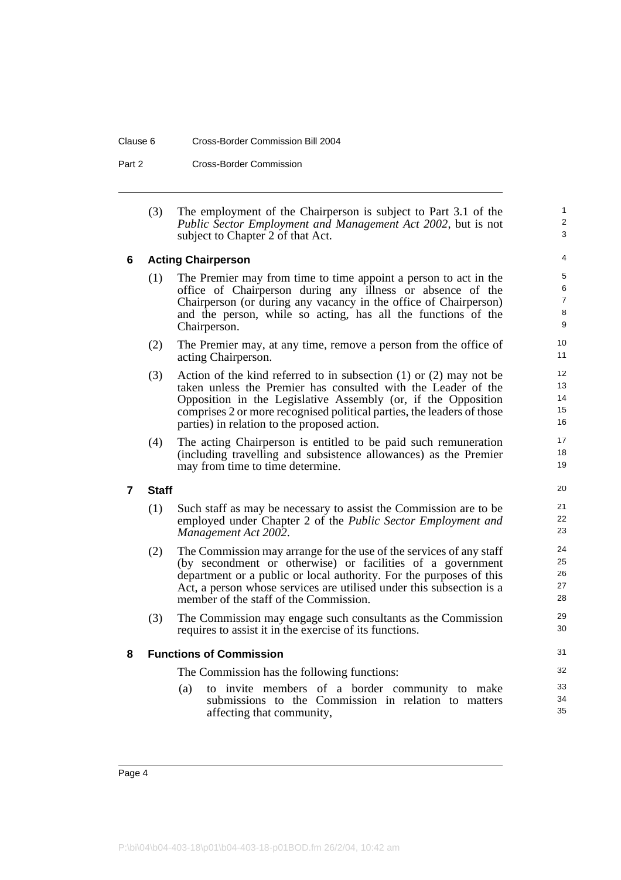(3) The employment of the Chairperson is subject to Part 3.1 of the *Public Sector Employment and Management Act 2002*, but is not subject to Chapter 2 of that Act.

### 6 Acting Chairperson

(1) The Premier may from time to time appoint a person to act in the office of Chairperson during any illness or absence of the Chairperson (or during any vacancy in the office of Chairperson) and the person, while so acting, has all the functions of the Chairperson.

(2) The Premier may, at any time, remove a person from the office of acting Chairperson.

(3) Action of the kind referred to in subsection (1) or (2) may not be taken unless the Premier has consulted with the Leader of the Opposition in the Legislative Assembly (or, if the Opposition comprises 2 or more recognised political parties, the leaders of those parties) in relation to the proposed action.

(4) The acting Chairperson is entitled to be paid such remuneration (including travelling and subsistence allowances) as the Premier may from time to time determine.

### 7 Staff

(1) Such staff as may be necessary to assist the Commission are to be employed under Chapter 2 of the *Public Sector Employment and Management Act 2002*.

(2) The Commission may arrange for the use of the services of any staff (by secondment or otherwise) or facilities of a government department or a public or local authority. For the purposes of this Act, a person whose services are utilised under this subsection is a member of the staff of the Commission.

(3) The Commission may engage such consultants as the Commission requires to assist it in the exercise of its functions.

### 8 Functions of Commission

The Commission has the following functions:

(a) to invite members of a border community to make submissions to the Commission in relation to matters affecting that community,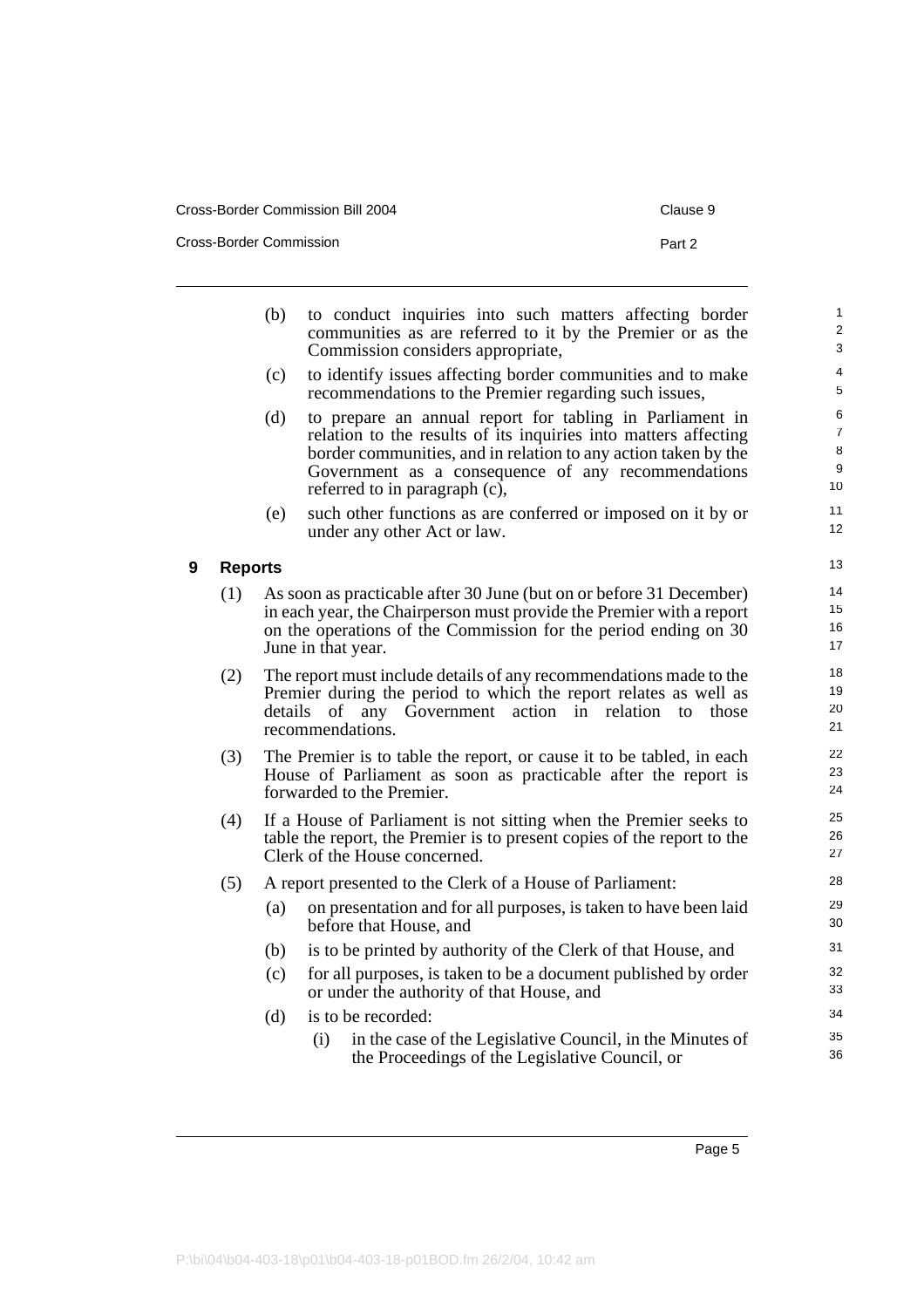(b) to conduct inquiries into such matters affecting border communities as are referred to it by the Premier or as the Commission considers appropriate,

(c) to identify issues affecting border communities and to make recommendations to the Premier regarding such issues,

(d) to prepare an annual report for tabling in Parliament in relation to the results of its inquiries into matters affecting border communities, and in relation to any action taken by the Government as a consequence of any recommendations referred to in paragraph (c),

(e) such other functions as are conferred or imposed on it by or under any other Act or law.

## 9 Reports

(1) As soon as practicable after 30 June (but on or before 31 December) in each year, the Chairperson must provide the Premier with a report on the operations of the Commission for the period ending on 30 June in that year.

(2) The report must include details of any recommendations made to the Premier during the period to which the report relates as well as details of any Government action in relation to those recommendations.

(3) The Premier is to table the report, or cause it to be tabled, in each House of Parliament as soon as practicable after the report is forwarded to the Premier.

(4) If a House of Parliament is not sitting when the Premier seeks to table the report, the Premier is to present copies of the report to the Clerk of the House concerned.

(5) A report presented to the Clerk of a House of Parliament:

(a) on presentation and for all purposes, is taken to have been laid before that House, and

(b) is to be printed by authority of the Clerk of that House, and

(c) for all purposes, is taken to be a document published by order or under the authority of that House, and

(d) is to be recorded:

(i) in the case of the Legislative Council, in the Minutes of the Proceedings of the Legislative Council, or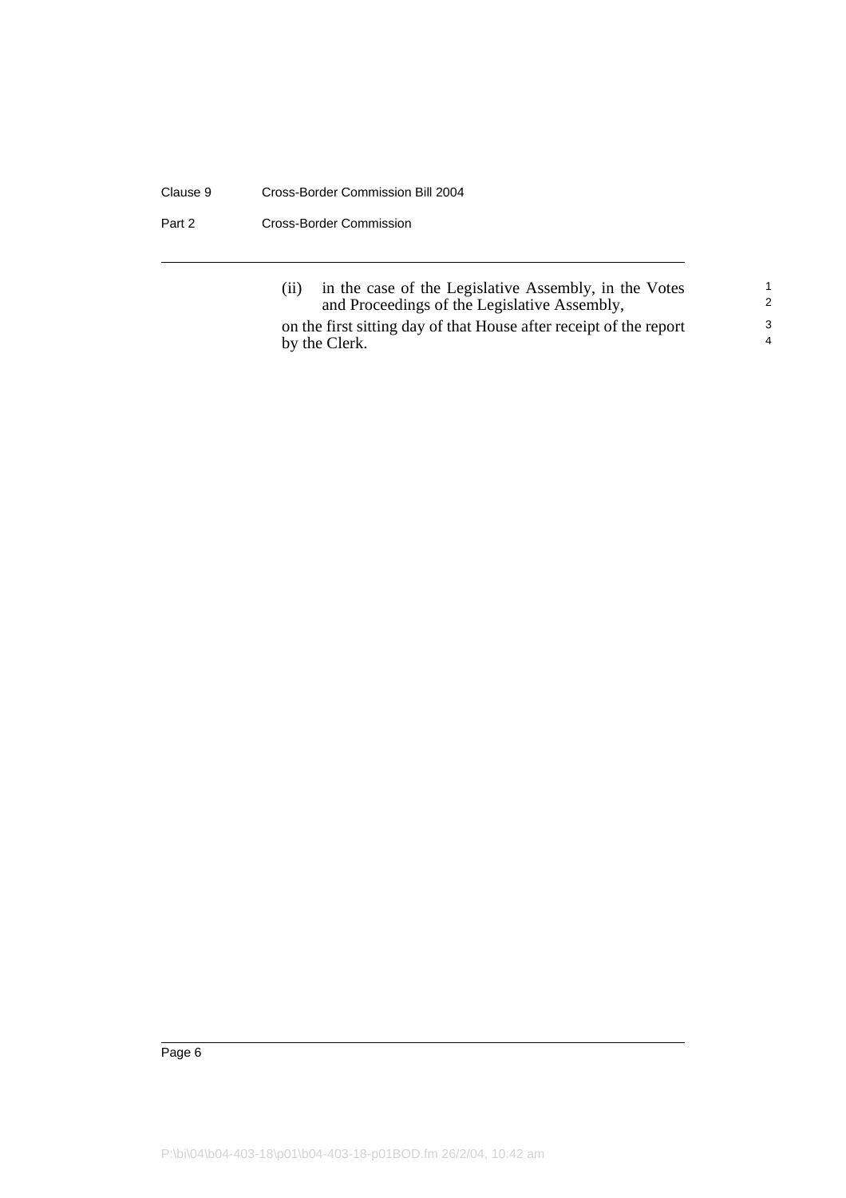(ii) in the case of the Legislative Assembly, in the Votes and Proceedings of the Legislative Assembly,

on the first sitting day of that House after receipt of the report by the Clerk.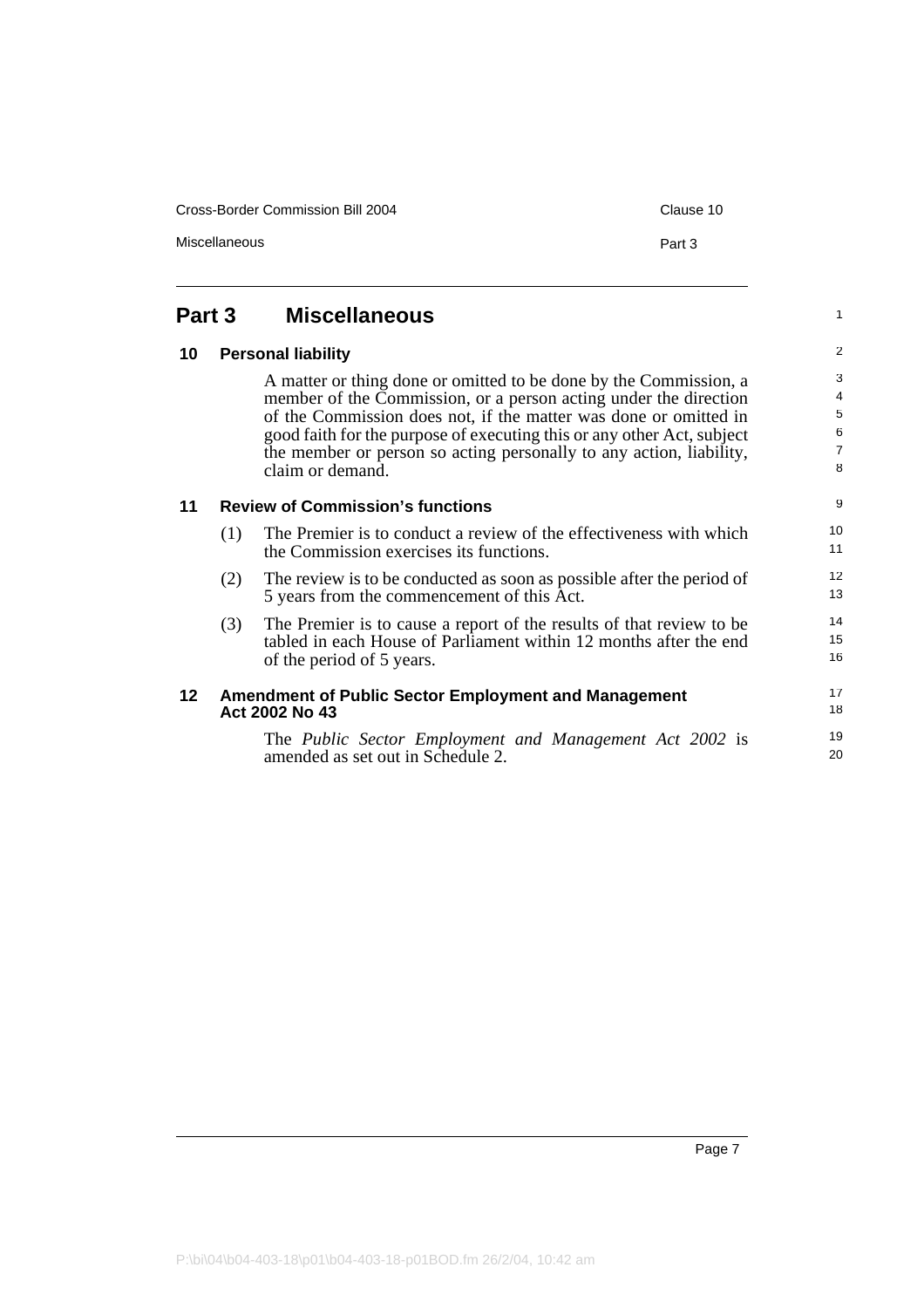## Part 3 Miscellaneous

### 10 Personal liability

A matter or thing done or omitted to be done by the Commission, a member of the Commission, or a person acting under the direction of the Commission does not, if the matter was done or omitted in good faith for the purpose of executing this or any other Act, subject the member or person so acting personally to any action, liability, claim or demand.

### 11 Review of Commission's functions

(1) The Premier is to conduct a review of the effectiveness with which the Commission exercises its functions.

(2) The review is to be conducted as soon as possible after the period of 5 years from the commencement of this Act.

(3) The Premier is to cause a report of the results of that review to be tabled in each House of Parliament within 12 months after the end of the period of 5 years.

### 12 Amendment of Public Sector Employment and Management Act 2002 No 43

The *Public Sector Employment and Management Act 2002* is amended as set out in Schedule 2.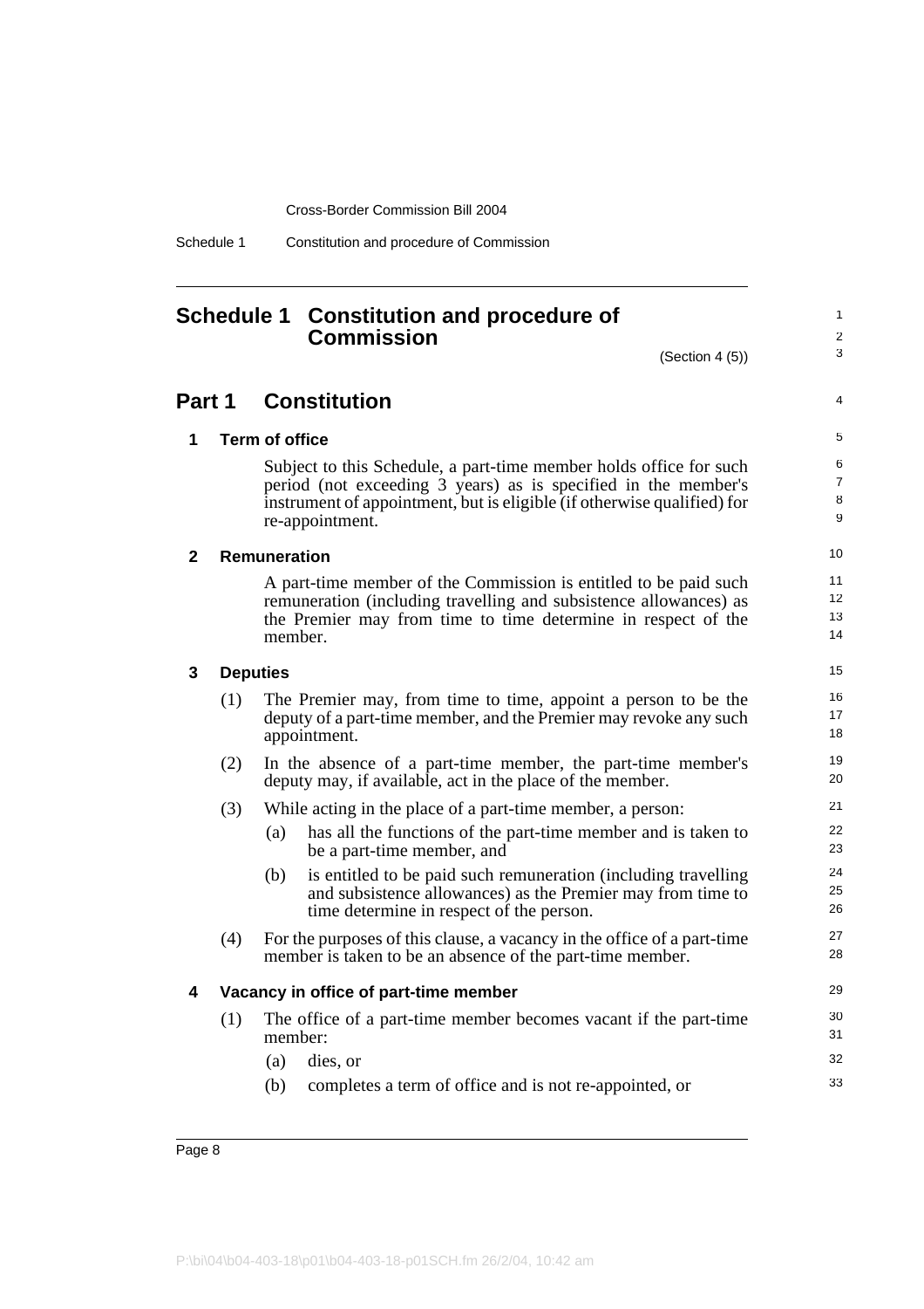# Schedule 1 Constitution and procedure of Commission

(Section 4 (5))

## Part 1 Constitution

### 1 Term of office

Subject to this Schedule, a part-time member holds office for such period (not exceeding 3 years) as is specified in the member's instrument of appointment, but is eligible (if otherwise qualified) for re-appointment.

### 2 Remuneration

A part-time member of the Commission is entitled to be paid such remuneration (including travelling and subsistence allowances) as the Premier may from time to time determine in respect of the member.

### 3 Deputies

(1) The Premier may, from time to time, appoint a person to be the deputy of a part-time member, and the Premier may revoke any such appointment.

(2) In the absence of a part-time member, the part-time member's deputy may, if available, act in the place of the member.

(3) While acting in the place of a part-time member, a person:

- (a) has all the functions of the part-time member and is taken to be a part-time member, and
- (b) is entitled to be paid such remuneration (including travelling and subsistence allowances) as the Premier may from time to time determine in respect of the person.

(4) For the purposes of this clause, a vacancy in the office of a part-time member is taken to be an absence of the part-time member.

### 4 Vacancy in office of part-time member

(1) The office of a part-time member becomes vacant if the part-time member:

- (a) dies, or
- (b) completes a term of office and is not re-appointed, or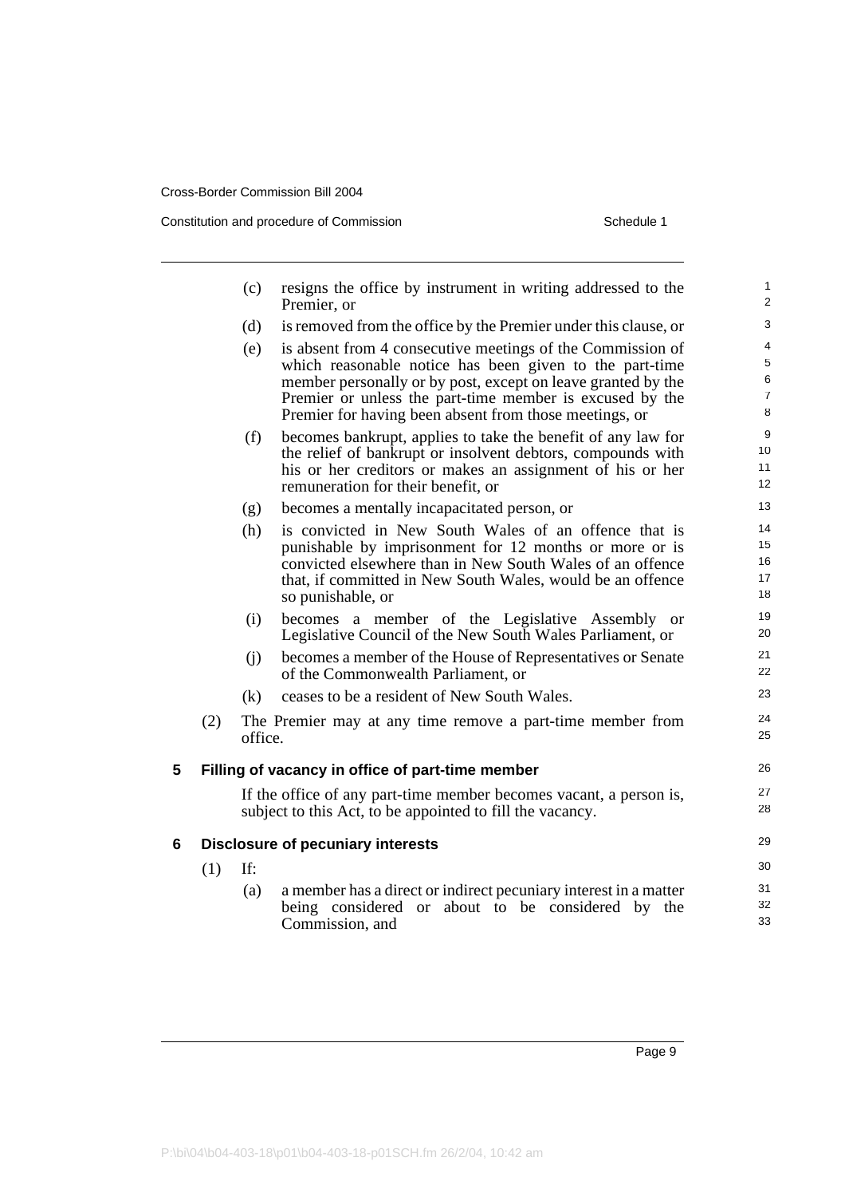(c) resigns the office by instrument in writing addressed to the Premier, or

(d) is removed from the office by the Premier under this clause, or

(e) is absent from 4 consecutive meetings of the Commission of which reasonable notice has been given to the part-time member personally or by post, except on leave granted by the Premier or unless the part-time member is excused by the Premier for having been absent from those meetings, or

(f) becomes bankrupt, applies to take the benefit of any law for the relief of bankrupt or insolvent debtors, compounds with his or her creditors or makes an assignment of his or her remuneration for their benefit, or

(g) becomes a mentally incapacitated person, or

(h) is convicted in New South Wales of an offence that is punishable by imprisonment for 12 months or more or is convicted elsewhere than in New South Wales of an offence that, if committed in New South Wales, would be an offence so punishable, or

(i) becomes a member of the Legislative Assembly or Legislative Council of the New South Wales Parliament, or

(j) becomes a member of the House of Representatives or Senate of the Commonwealth Parliament, or

(k) ceases to be a resident of New South Wales.

(2) The Premier may at any time remove a part-time member from office.

### 5 Filling of vacancy in office of part-time member

If the office of any part-time member becomes vacant, a person is, subject to this Act, to be appointed to fill the vacancy.

### 6 Disclosure of pecuniary interests

(1) If:

(a) a member has a direct or indirect pecuniary interest in a matter being considered or about to be considered by the Commission, and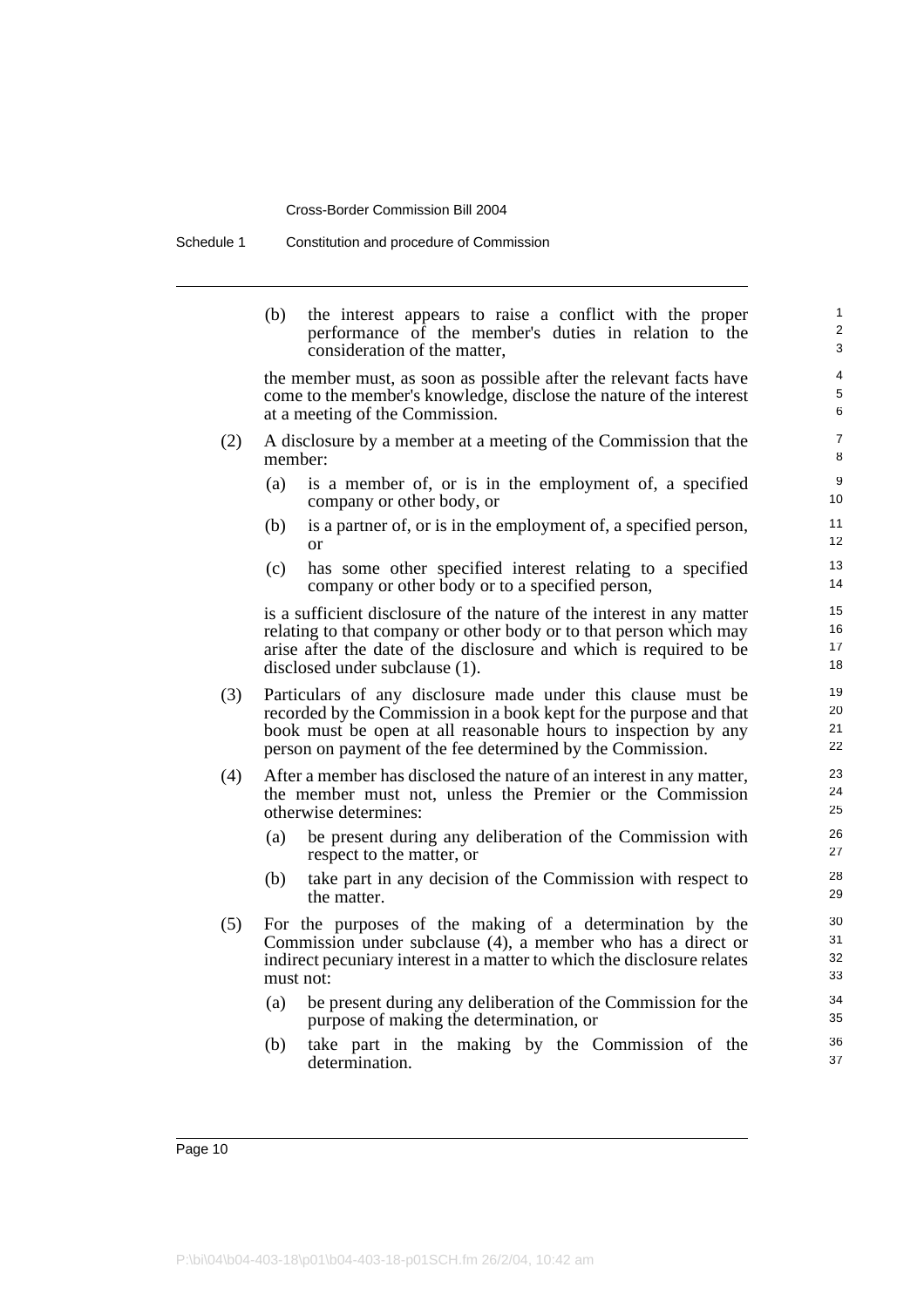(b) the interest appears to raise a conflict with the proper performance of the member's duties in relation to the consideration of the matter,

the member must, as soon as possible after the relevant facts have come to the member's knowledge, disclose the nature of the interest at a meeting of the Commission.

(2) A disclosure by a member at a meeting of the Commission that the member:

- (a) is a member of, or is in the employment of, a specified company or other body, or
- (b) is a partner of, or is in the employment of, a specified person, or
- (c) has some other specified interest relating to a specified company or other body or to a specified person,

is a sufficient disclosure of the nature of the interest in any matter relating to that company or other body or to that person which may arise after the date of the disclosure and which is required to be disclosed under subclause (1).

(3) Particulars of any disclosure made under this clause must be recorded by the Commission in a book kept for the purpose and that book must be open at all reasonable hours to inspection by any person on payment of the fee determined by the Commission.

(4) After a member has disclosed the nature of an interest in any matter, the member must not, unless the Premier or the Commission otherwise determines:

- (a) be present during any deliberation of the Commission with respect to the matter, or
- (b) take part in any decision of the Commission with respect to the matter.

(5) For the purposes of the making of a determination by the Commission under subclause (4), a member who has a direct or indirect pecuniary interest in a matter to which the disclosure relates must not:

- (a) be present during any deliberation of the Commission for the purpose of making the determination, or
- (b) take part in the making by the Commission of the determination.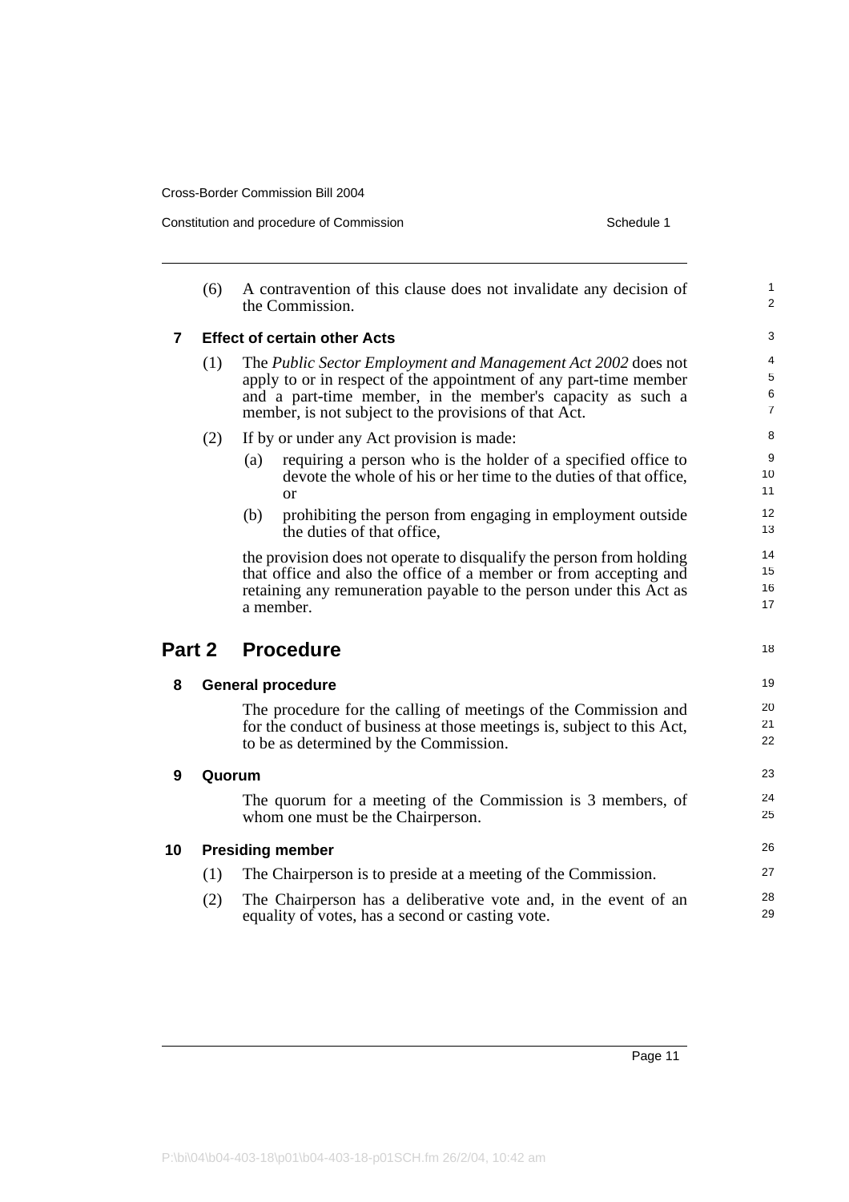(6) A contravention of this clause does not invalidate any decision of the Commission.

**7 Effect of certain other Acts**

(1) The *Public Sector Employment and Management Act 2002* does not apply to or in respect of the appointment of any part-time member and a part-time member, in the member's capacity as such a member, is not subject to the provisions of that Act.

(2) If by or under any Act provision is made:

(a) requiring a person who is the holder of a specified office to devote the whole of his or her time to the duties of that office, or

(b) prohibiting the person from engaging in employment outside the duties of that office,

the provision does not operate to disqualify the person from holding that office and also the office of a member or from accepting and retaining any remuneration payable to the person under this Act as a member.

## Part 2 Procedure

**8 General procedure**

The procedure for the calling of meetings of the Commission and for the conduct of business at those meetings is, subject to this Act, to be as determined by the Commission.

**9 Quorum**

The quorum for a meeting of the Commission is 3 members, of whom one must be the Chairperson.

**10 Presiding member**

(1) The Chairperson is to preside at a meeting of the Commission.

(2) The Chairperson has a deliberative vote and, in the event of an equality of votes, has a second or casting vote.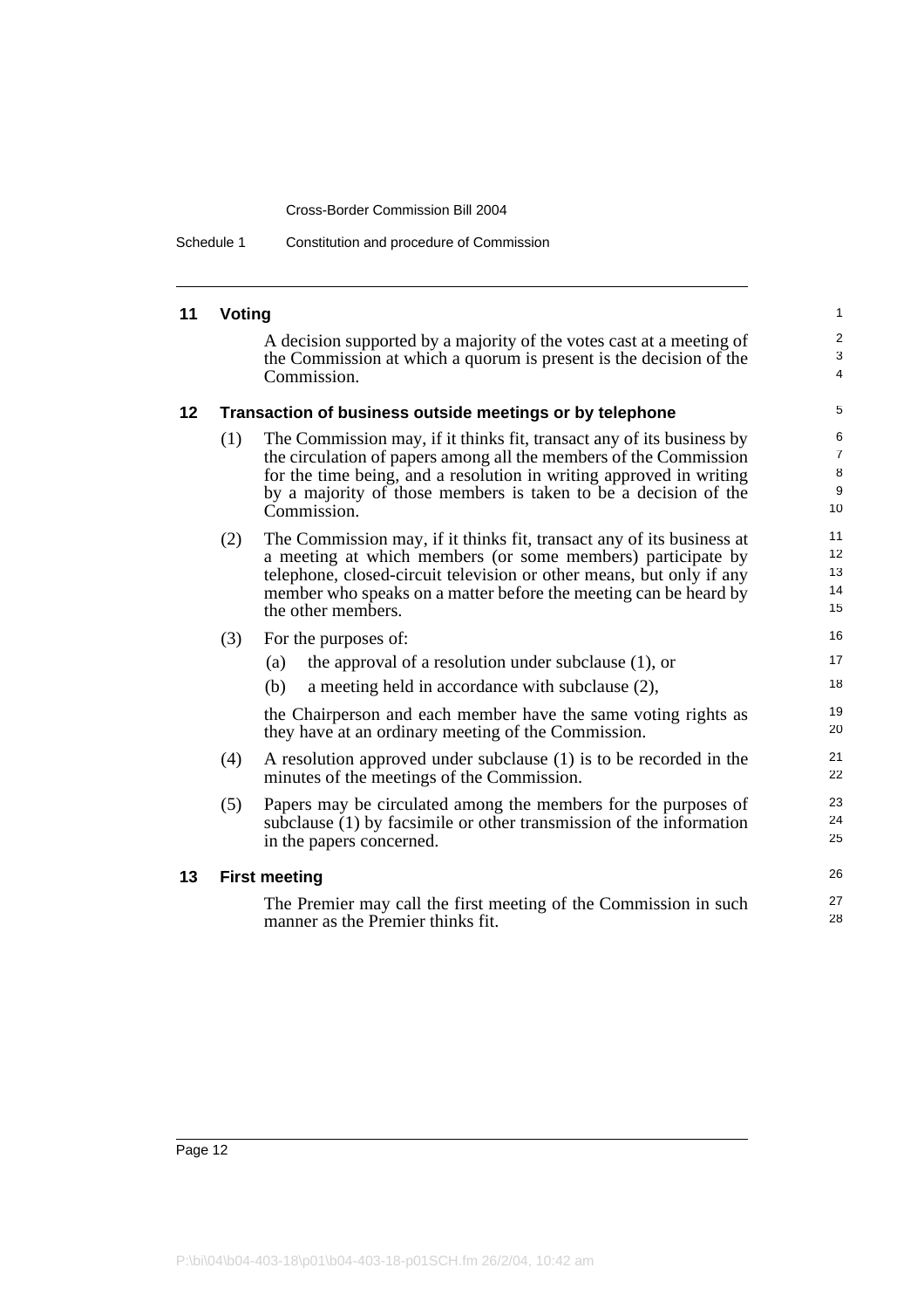## 11 Voting

A decision supported by a majority of the votes cast at a meeting of the Commission at which a quorum is present is the decision of the Commission.

## 12 Transaction of business outside meetings or by telephone

(1) The Commission may, if it thinks fit, transact any of its business by the circulation of papers among all the members of the Commission for the time being, and a resolution in writing approved in writing by a majority of those members is taken to be a decision of the Commission.

(2) The Commission may, if it thinks fit, transact any of its business at a meeting at which members (or some members) participate by telephone, closed-circuit television or other means, but only if any member who speaks on a matter before the meeting can be heard by the other members.

(3) For the purposes of:

- (a) the approval of a resolution under subclause (1), or
- (b) a meeting held in accordance with subclause (2),

the Chairperson and each member have the same voting rights as they have at an ordinary meeting of the Commission.

(4) A resolution approved under subclause (1) is to be recorded in the minutes of the meetings of the Commission.

(5) Papers may be circulated among the members for the purposes of subclause (1) by facsimile or other transmission of the information in the papers concerned.

## 13 First meeting

The Premier may call the first meeting of the Commission in such manner as the Premier thinks fit.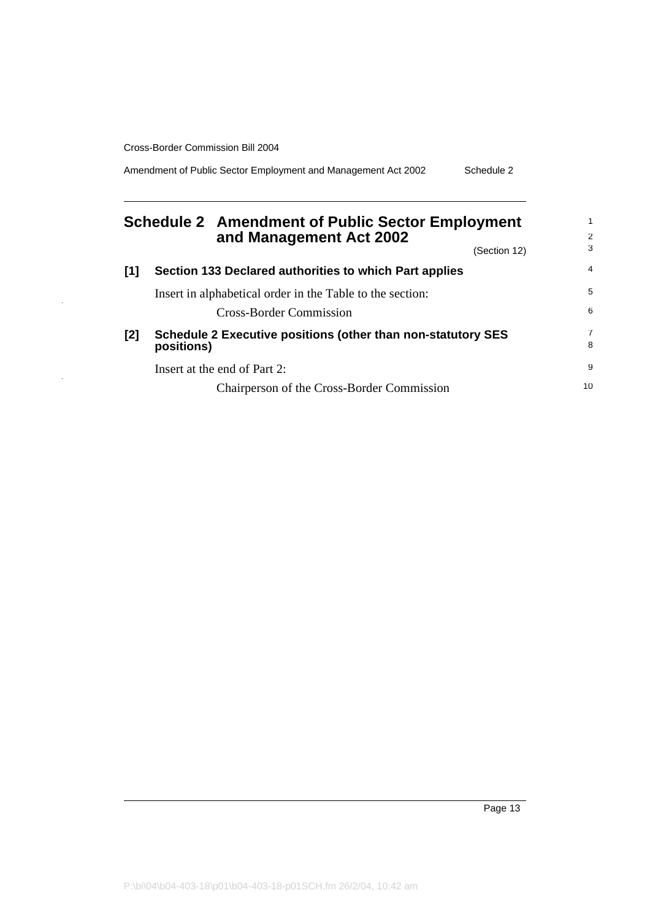# Schedule 2 Amendment of Public Sector Employment and Management Act 2002

(Section 12)

**[1] Section 133 Declared authorities to which Part applies**

Insert in alphabetical order in the Table to the section:

Cross-Border Commission

**[2] Schedule 2 Executive positions (other than non-statutory SES positions)**

Insert at the end of Part 2:

Chairperson of the Cross-Border Commission